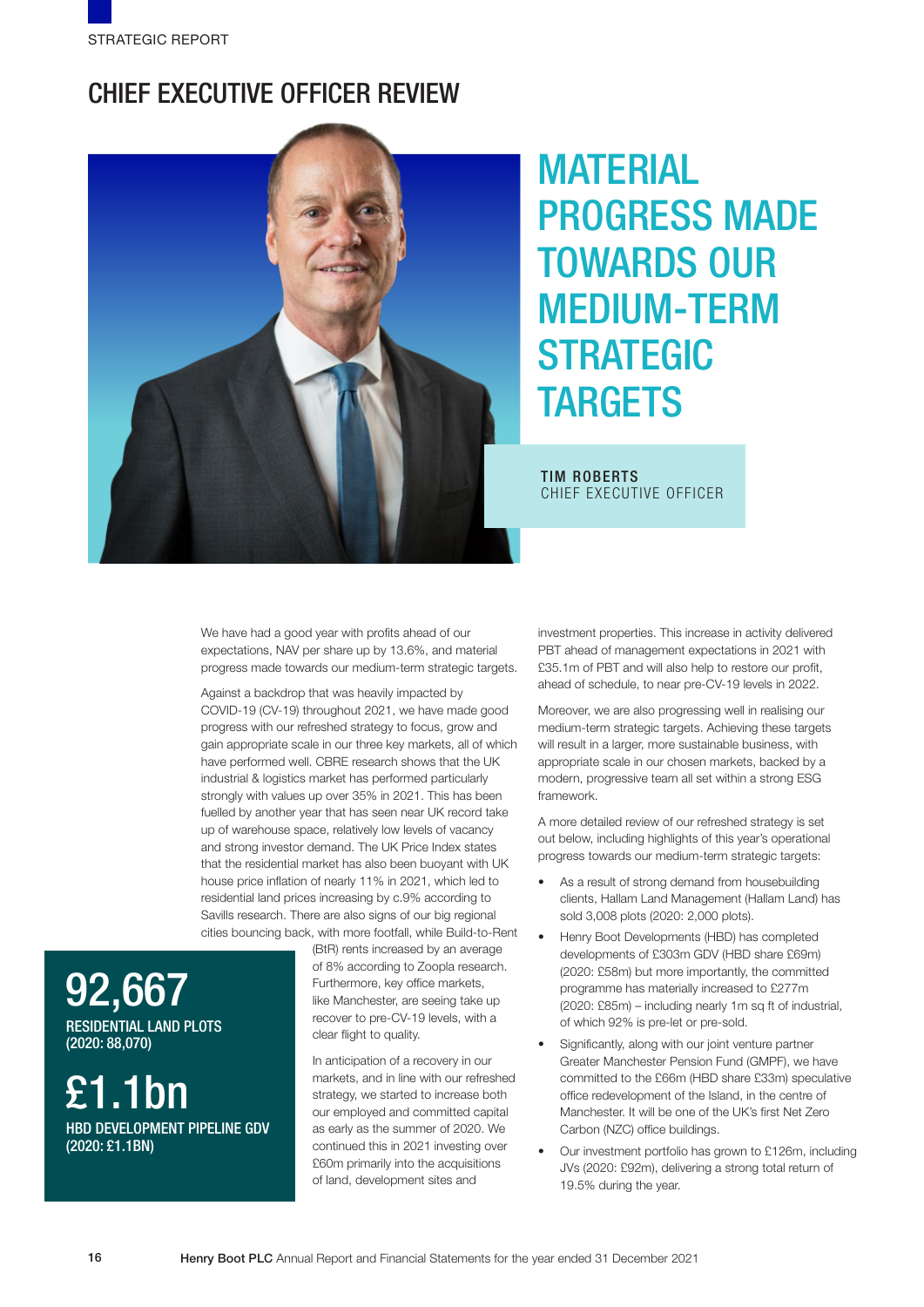STRATEGIC REPORT

# CHIEF EXECUTIVE OFFICER REVIEW

## MATERIAL PROGRESS MADE TOWARDS OUR MEDIUM-TERM STRATEGIC TARGETS

**TIM ROBERTS**
CHIEF EXECUTIVE OFFICER

We have had a good year with profits ahead of our expectations, NAV per share up by 13.6%, and material progress made towards our medium-term strategic targets.

Against a backdrop that was heavily impacted by COVID-19 (CV-19) throughout 2021, we have made good progress with our refreshed strategy to focus, grow and gain appropriate scale in our three key markets, all of which have performed well. CBRE research shows that the UK industrial & logistics market has performed particularly strongly with values up over 35% in 2021. This has been fuelled by another year that has seen near UK record take up of warehouse space, relatively low levels of vacancy and strong investor demand. The UK Price Index states that the residential market has also been buoyant with UK house price inflation of nearly 11% in 2021, which led to residential land prices increasing by c.9% according to Savills research. There are also signs of our big regional cities bouncing back, with more footfall, while Build-to-Rent (BtR) rents increased by an average of 8% according to Zoopla research. Furthermore, key office markets, like Manchester, are seeing take up recover to pre-CV-19 levels, with a clear flight to quality.

In anticipation of a recovery in our markets, and in line with our refreshed strategy, we started to increase both our employed and committed capital as early as the summer of 2020. We continued this in 2021 investing over £60m primarily into the acquisitions of land, development sites and investment properties. This increase in activity delivered PBT ahead of management expectations in 2021 with £35.1m of PBT and will also help to restore our profit, ahead of schedule, to near pre-CV-19 levels in 2022.

Moreover, we are also progressing well in realising our medium-term strategic targets. Achieving these targets will result in a larger, more sustainable business, with appropriate scale in our chosen markets, backed by a modern, progressive team all set within a strong ESG framework.

A more detailed review of our refreshed strategy is set out below, including highlights of this year's operational progress towards our medium-term strategic targets:

- As a result of strong demand from housebuilding clients, Hallam Land Management (Hallam Land) has sold 3,008 plots (2020: 2,000 plots).
- Henry Boot Developments (HBD) has completed developments of £303m GDV (HBD share £69m) (2020: £58m) but more importantly, the committed programme has materially increased to £277m (2020: £85m) – including nearly 1m sq ft of industrial, of which 92% is pre-let or pre-sold.
- Significantly, along with our joint venture partner Greater Manchester Pension Fund (GMPF), we have committed to the £66m (HBD share £33m) speculative office redevelopment of the Island, in the centre of Manchester. It will be one of the UK's first Net Zero Carbon (NZC) office buildings.
- Our investment portfolio has grown to £126m, including JVs (2020: £92m), delivering a strong total return of 19.5% during the year.

**92,667**
RESIDENTIAL LAND PLOTS
(2020: 88,070)

**£1.1bn**
HBD DEVELOPMENT PIPELINE GDV
(2020: £1.1BN)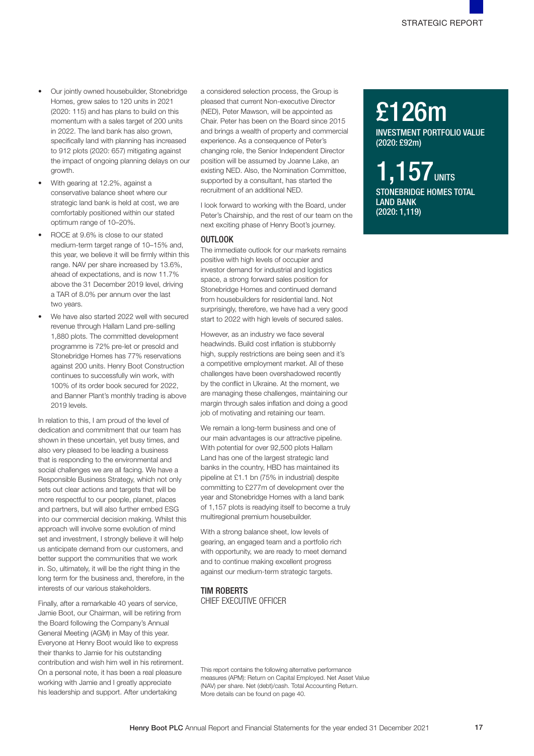- Our jointly owned housebuilder, Stonebridge Homes, grew sales to 120 units in 2021 (2020: 115) and has plans to build on this momentum with a sales target of 200 units in 2022. The land bank has also grown, specifically land with planning has increased to 912 plots (2020: 657) mitigating against the impact of ongoing planning delays on our growth.
- With gearing at 12.2%, against a conservative balance sheet where our strategic land bank is held at cost, we are comfortably positioned within our stated optimum range of 10–20%.
- ROCE at 9.6% is close to our stated medium-term target range of 10–15% and, this year, we believe it will be firmly within this range. NAV per share increased by 13.6%, ahead of expectations, and is now 11.7% above the 31 December 2019 level, driving a TAR of 8.0% per annum over the last two years.
- We have also started 2022 well with secured revenue through Hallam Land pre-selling 1,880 plots. The committed development programme is 72% pre-let or presold and Stonebridge Homes has 77% reservations against 200 units. Henry Boot Construction continues to successfully win work, with 100% of its order book secured for 2022, and Banner Plant's monthly trading is above 2019 levels.

In relation to this, I am proud of the level of dedication and commitment that our team has shown in these uncertain, yet busy times, and also very pleased to be leading a business that is responding to the environmental and social challenges we are all facing. We have a Responsible Business Strategy, which not only sets out clear actions and targets that will be more respectful to our people, planet, places and partners, but will also further embed ESG into our commercial decision making. Whilst this approach will involve some evolution of mind set and investment, I strongly believe it will help us anticipate demand from our customers, and better support the communities that we work in. So, ultimately, it will be the right thing in the long term for the business and, therefore, in the interests of our various stakeholders.

Finally, after a remarkable 40 years of service, Jamie Boot, our Chairman, will be retiring from the Board following the Company's Annual General Meeting (AGM) in May of this year. Everyone at Henry Boot would like to express their thanks to Jamie for his outstanding contribution and wish him well in his retirement. On a personal note, it has been a real pleasure working with Jamie and I greatly appreciate his leadership and support. After undertaking a considered selection process, the Group is pleased that current Non-executive Director (NED), Peter Mawson, will be appointed as Chair. Peter has been on the Board since 2015 and brings a wealth of property and commercial experience. As a consequence of Peter's changing role, the Senior Independent Director position will be assumed by Joanne Lake, an existing NED. Also, the Nomination Committee, supported by a consultant, has started the recruitment of an additional NED.

I look forward to working with the Board, under Peter's Chairship, and the rest of our team on the next exciting phase of Henry Boot's journey.

## OUTLOOK

The immediate outlook for our markets remains positive with high levels of occupier and investor demand for industrial and logistics space, a strong forward sales position for Stonebridge Homes and continued demand from housebuilders for residential land. Not surprisingly, therefore, we have had a very good start to 2022 with high levels of secured sales.

However, as an industry we face several headwinds. Build cost inflation is stubbornly high, supply restrictions are being seen and it's a competitive employment market. All of these challenges have been overshadowed recently by the conflict in Ukraine. At the moment, we are managing these challenges, maintaining our margin through sales inflation and doing a good job of motivating and retaining our team.

We remain a long-term business and one of our main advantages is our attractive pipeline. With potential for over 92,500 plots Hallam Land has one of the largest strategic land banks in the country, HBD has maintained its pipeline at £1.1 bn (75% in industrial) despite committing to £277m of development over the year and Stonebridge Homes with a land bank of 1,157 plots is readying itself to become a truly multiregional premium housebuilder.

With a strong balance sheet, low levels of gearing, an engaged team and a portfolio rich with opportunity, we are ready to meet demand and to continue making excellent progress against our medium-term strategic targets.

**TIM ROBERTS**
CHIEF EXECUTIVE OFFICER

This report contains the following alternative performance measures (APM): Return on Capital Employed. Net Asset Value (NAV) per share. Net (debt)/cash. Total Accounting Return. More details can be found on page 40.

**£126m**
INVESTMENT PORTFOLIO VALUE (2020: £92m)

**1,157 UNITS**
STONEBRIDGE HOMES TOTAL LAND BANK (2020: 1,119)